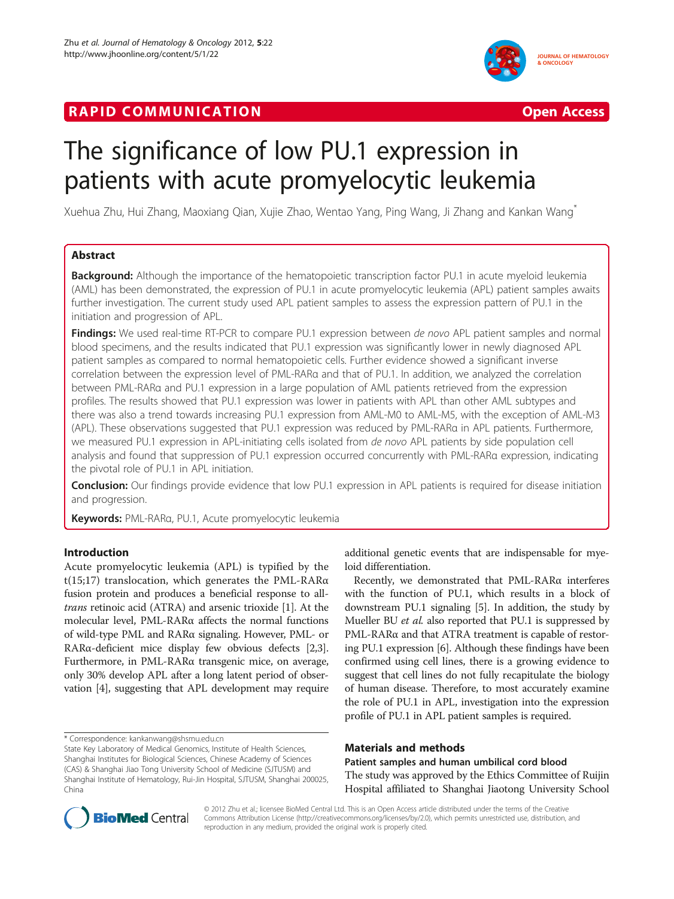RAPID COMMUNICATION Open Access

# The significance of low PU.1 expression in patients with acute promyelocytic leukemia

Xuehua Zhu, Hui Zhang, Maoxiang Qian, Xujie Zhao, Wentao Yang, Ping Wang, Ji Zhang and Kankan Wang*

## Abstract

**Background:** Although the importance of the hematopoietic transcription factor PU.1 in acute myeloid leukemia (AML) has been demonstrated, the expression of PU.1 in acute promyelocytic leukemia (APL) patient samples awaits further investigation. The current study used APL patient samples to assess the expression pattern of PU.1 in the initiation and progression of APL.

**Findings:** We used real-time RT-PCR to compare PU.1 expression between *de novo* APL patient samples and normal blood specimens, and the results indicated that PU.1 expression was significantly lower in newly diagnosed APL patient samples as compared to normal hematopoietic cells. Further evidence showed a significant inverse correlation between the expression level of PML-RARα and that of PU.1. In addition, we analyzed the correlation between PML-RARα and PU.1 expression in a large population of AML patients retrieved from the expression profiles. The results showed that PU.1 expression was lower in patients with APL than other AML subtypes and there was also a trend towards increasing PU.1 expression from AML-M0 to AML-M5, with the exception of AML-M3 (APL). These observations suggested that PU.1 expression was reduced by PML-RARα in APL patients. Furthermore, we measured PU.1 expression in APL-initiating cells isolated from *de novo* APL patients by side population cell analysis and found that suppression of PU.1 expression occurred concurrently with PML-RARα expression, indicating the pivotal role of PU.1 in APL initiation.

**Conclusion:** Our findings provide evidence that low PU.1 expression in APL patients is required for disease initiation and progression.

**Keywords:** PML-RARα, PU.1, Acute promyelocytic leukemia

## Introduction

Acute promyelocytic leukemia (APL) is typified by the t(15;17) translocation, which generates the PML-RARα fusion protein and produces a beneficial response to all-*trans* retinoic acid (ATRA) and arsenic trioxide [1]. At the molecular level, PML-RARα affects the normal functions of wild-type PML and RARα signaling. However, PML- or RARα-deficient mice display few obvious defects [2,3]. Furthermore, in PML-RARα transgenic mice, on average, only 30% develop APL after a long latent period of observation [4], suggesting that APL development may require additional genetic events that are indispensable for myeloid differentiation.

Recently, we demonstrated that PML-RARα interferes with the function of PU.1, which results in a block of downstream PU.1 signaling [5]. In addition, the study by Mueller BU *et al.* also reported that PU.1 is suppressed by PML-RARα and that ATRA treatment is capable of restoring PU.1 expression [6]. Although these findings have been confirmed using cell lines, there is a growing evidence to suggest that cell lines do not fully recapitulate the biology of human disease. Therefore, to most accurately examine the role of PU.1 in APL, investigation into the expression profile of PU.1 in APL patient samples is required.

## Materials and methods

### Patient samples and human umbilical cord blood

The study was approved by the Ethics Committee of Ruijin Hospital affiliated to Shanghai Jiaotong University School

* Correspondence: kankanwang@shsmu.edu.cn
State Key Laboratory of Medical Genomics, Institute of Health Sciences, Shanghai Institutes for Biological Sciences, Chinese Academy of Sciences (CAS) & Shanghai Jiao Tong University School of Medicine (SJTUSM) and Shanghai Institute of Hematology, Rui-Jin Hospital, SJTUSM, Shanghai 200025, China

© 2012 Zhu et al.; licensee BioMed Central Ltd. This is an Open Access article distributed under the terms of the Creative Commons Attribution License (http://creativecommons.org/licenses/by/2.0), which permits unrestricted use, distribution, and reproduction in any medium, provided the original work is properly cited.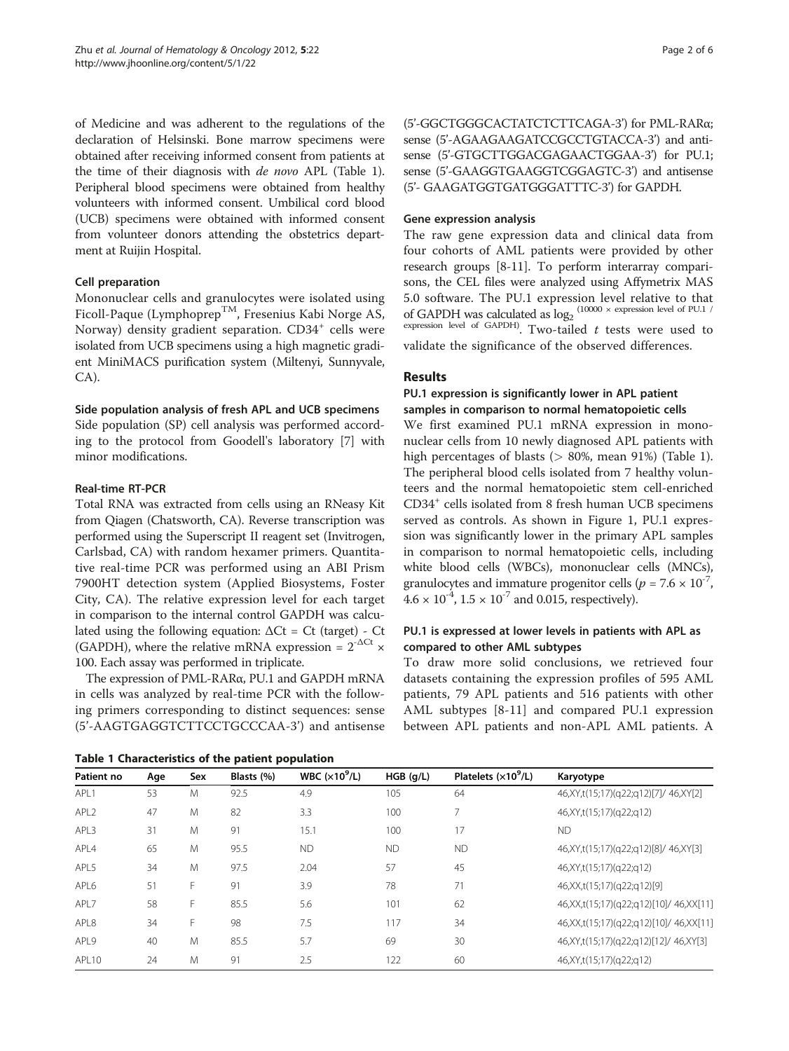of Medicine and was adherent to the regulations of the declaration of Helsinski. Bone marrow specimens were obtained after receiving informed consent from patients at the time of their diagnosis with *de novo* APL (Table 1). Peripheral blood specimens were obtained from healthy volunteers with informed consent. Umbilical cord blood (UCB) specimens were obtained with informed consent from volunteer donors attending the obstetrics department at Ruijin Hospital.

### Cell preparation

Mononuclear cells and granulocytes were isolated using Ficoll-Paque (Lymphoprep$^{TM}$, Fresenius Kabi Norge AS, Norway) density gradient separation. $CD34^+$ cells were isolated from UCB specimens using a high magnetic gradient MiniMACS purification system (Miltenyi, Sunnyvale, CA).

### Side population analysis of fresh APL and UCB specimens

Side population (SP) cell analysis was performed according to the protocol from Goodell's laboratory [7] with minor modifications.

### Real-time RT-PCR

Total RNA was extracted from cells using an RNeasy Kit from Qiagen (Chatsworth, CA). Reverse transcription was performed using the Superscript II reagent set (Invitrogen, Carlsbad, CA) with random hexamer primers. Quantitative real-time PCR was performed using an ABI Prism 7900HT detection system (Applied Biosystems, Foster City, CA). The relative expression level for each target in comparison to the internal control GAPDH was calculated using the following equation: $\Delta Ct = Ct\ (target) - Ct\ (GAPDH)$, where the relative mRNA expression = $2^{-\Delta Ct} \times 100$. Each assay was performed in triplicate.

The expression of PML-RARα, PU.1 and GAPDH mRNA in cells was analyzed by real-time PCR with the following primers corresponding to distinct sequences: sense (5'-AAGTGAGGTCTTCCTGCCCAA-3') and antisense (5'-GGCTGGGCACTATCTCTTCAGA-3') for PML-RARα; sense (5'-AGAAGAAGATCCGCCTGTACCA-3') and antisense (5'-GTGCTTGGACGAGAACTGGAA-3') for PU.1; sense (5'-GAAGGTGAAGGTCGGAGTC-3') and antisense (5'- GAAGATGGTGATGGGATTTC-3') for GAPDH.

### Gene expression analysis

The raw gene expression data and clinical data from four cohorts of AML patients were provided by other research groups [8-11]. To perform interarray comparisons, the CEL files were analyzed using Affymetrix MAS 5.0 software. The PU.1 expression level relative to that of GAPDH was calculated as $\log_2{}^{(10000 \times \text{expression level of PU.1 / expression level of GAPDH})}$. Two-tailed *t* tests were used to validate the significance of the observed differences.

## Results

### PU.1 expression is significantly lower in APL patient samples in comparison to normal hematopoietic cells

We first examined PU.1 mRNA expression in mononuclear cells from 10 newly diagnosed APL patients with high percentages of blasts (> 80%, mean 91%) (Table 1). The peripheral blood cells isolated from 7 healthy volunteers and the normal hematopoietic stem cell-enriched $CD34^+$ cells isolated from 8 fresh human UCB specimens served as controls. As shown in Figure 1, PU.1 expression was significantly lower in the primary APL samples in comparison to normal hematopoietic cells, including white blood cells (WBCs), mononuclear cells (MNCs), granulocytes and immature progenitor cells ($p = 7.6 \times 10^{-7}$, $4.6 \times 10^{-4}$, $1.5 \times 10^{-7}$ and 0.015, respectively).

### PU.1 is expressed at lower levels in patients with APL as compared to other AML subtypes

To draw more solid conclusions, we retrieved four datasets containing the expression profiles of 595 AML patients, 79 APL patients and 516 patients with other AML subtypes [8-11] and compared PU.1 expression between APL patients and non-APL AML patients. A

**Table 1 Characteristics of the patient population**

| Patient no | Age | Sex | Blasts (%) | WBC ($\times 10^9$/L) | HGB (g/L) | Platelets ($\times 10^9$/L) | Karyotype |
|---|---|---|---|---|---|---|---|
| APL1 | 53 | M | 92.5 | 4.9 | 105 | 64 | 46,XY,t(15;17)(q22;q12)[7]/ 46,XY[2] |
| APL2 | 47 | M | 82 | 3.3 | 100 | 7 | 46,XY,t(15;17)(q22;q12) |
| APL3 | 31 | M | 91 | 15.1 | 100 | 17 | ND |
| APL4 | 65 | M | 95.5 | ND | ND | ND | 46,XY,t(15;17)(q22;q12)[8]/ 46,XY[3] |
| APL5 | 34 | M | 97.5 | 2.04 | 57 | 45 | 46,XY,t(15;17)(q22;q12) |
| APL6 | 51 | F | 91 | 3.9 | 78 | 71 | 46,XX,t(15;17)(q22;q12)[9] |
| APL7 | 58 | F | 85.5 | 5.6 | 101 | 62 | 46,XX,t(15;17)(q22;q12)[10]/ 46,XX[11] |
| APL8 | 34 | F | 98 | 7.5 | 117 | 34 | 46,XX,t(15;17)(q22;q12)[10]/ 46,XX[11] |
| APL9 | 40 | M | 85.5 | 5.7 | 69 | 30 | 46,XY,t(15;17)(q22;q12)[12]/ 46,XY[3] |
| APL10 | 24 | M | 91 | 2.5 | 122 | 60 | 46,XY,t(15;17)(q22;q12) |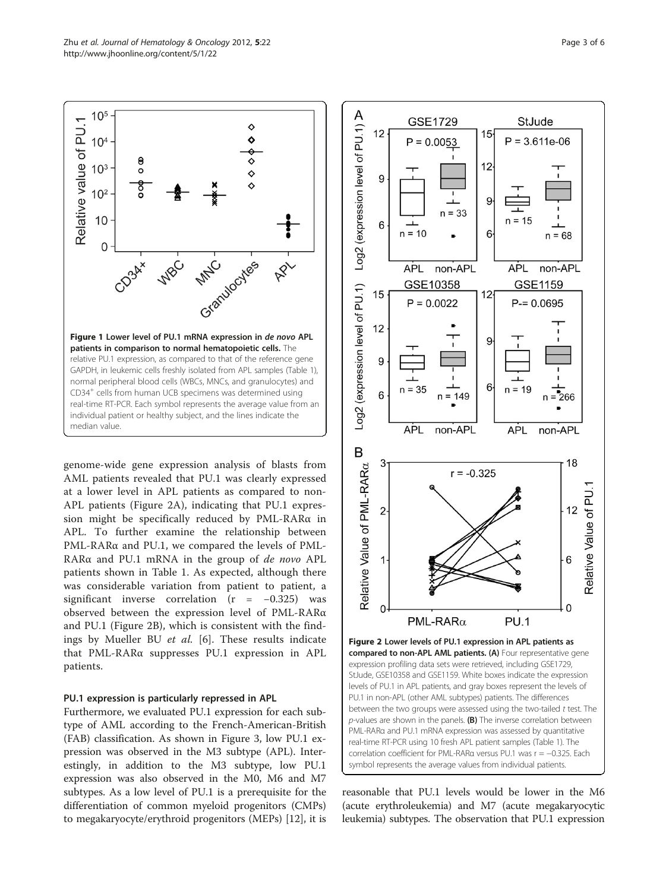**Figure 1 Lower level of PU.1 mRNA expression in *de novo* APL patients in comparison to normal hematopoietic cells.** The relative PU.1 expression, as compared to that of the reference gene GAPDH, in leukemic cells freshly isolated from APL samples (Table 1), normal peripheral blood cells (WBCs, MNCs, and granulocytes) and CD34[+] cells from human UCB specimens was determined using real-time RT-PCR. Each symbol represents the average value from an individual patient or healthy subject, and the lines indicate the median value.

genome-wide gene expression analysis of blasts from AML patients revealed that PU.1 was clearly expressed at a lower level in APL patients as compared to non-APL patients (Figure 2A), indicating that PU.1 expression might be specifically reduced by PML-RARα in APL. To further examine the relationship between PML-RARα and PU.1, we compared the levels of PML-RARα and PU.1 mRNA in the group of *de novo* APL patients shown in Table 1. As expected, although there was considerable variation from patient to patient, a significant inverse correlation ($r = -0.325$) was observed between the expression level of PML-RARα and PU.1 (Figure 2B), which is consistent with the findings by Mueller BU *et al.* [6]. These results indicate that PML-RARα suppresses PU.1 expression in APL patients.

### PU.1 expression is particularly repressed in APL

Furthermore, we evaluated PU.1 expression for each subtype of AML according to the French-American-British (FAB) classification. As shown in Figure 3, low PU.1 expression was observed in the M3 subtype (APL). Interestingly, in addition to the M3 subtype, low PU.1 expression was also observed in the M0, M6 and M7 subtypes. As a low level of PU.1 is a prerequisite for the differentiation of common myeloid progenitors (CMPs) to megakaryocyte/erythroid progenitors (MEPs) [12], it is reasonable that PU.1 levels would be lower in the M6 (acute erythroleukemia) and M7 (acute megakaryocytic leukemia) subtypes. The observation that PU.1 expression

**Figure 2 Lower levels of PU.1 expression in APL patients as compared to non-APL AML patients. (A)** Four representative gene expression profiling data sets were retrieved, including GSE1729, StJude, GSE10358 and GSE1159. White boxes indicate the expression levels of PU.1 in APL patients, and gray boxes represent the levels of PU.1 in non-APL (other AML subtypes) patients. The differences between the two groups were assessed using the two-tailed *t* test. The *p*-values are shown in the panels. **(B)** The inverse correlation between PML-RARα and PU.1 mRNA expression was assessed by quantitative real-time RT-PCR using 10 fresh APL patient samples (Table 1). The correlation coefficient for PML-RARα versus PU.1 was $r = -0.325$. Each symbol represents the average values from individual patients.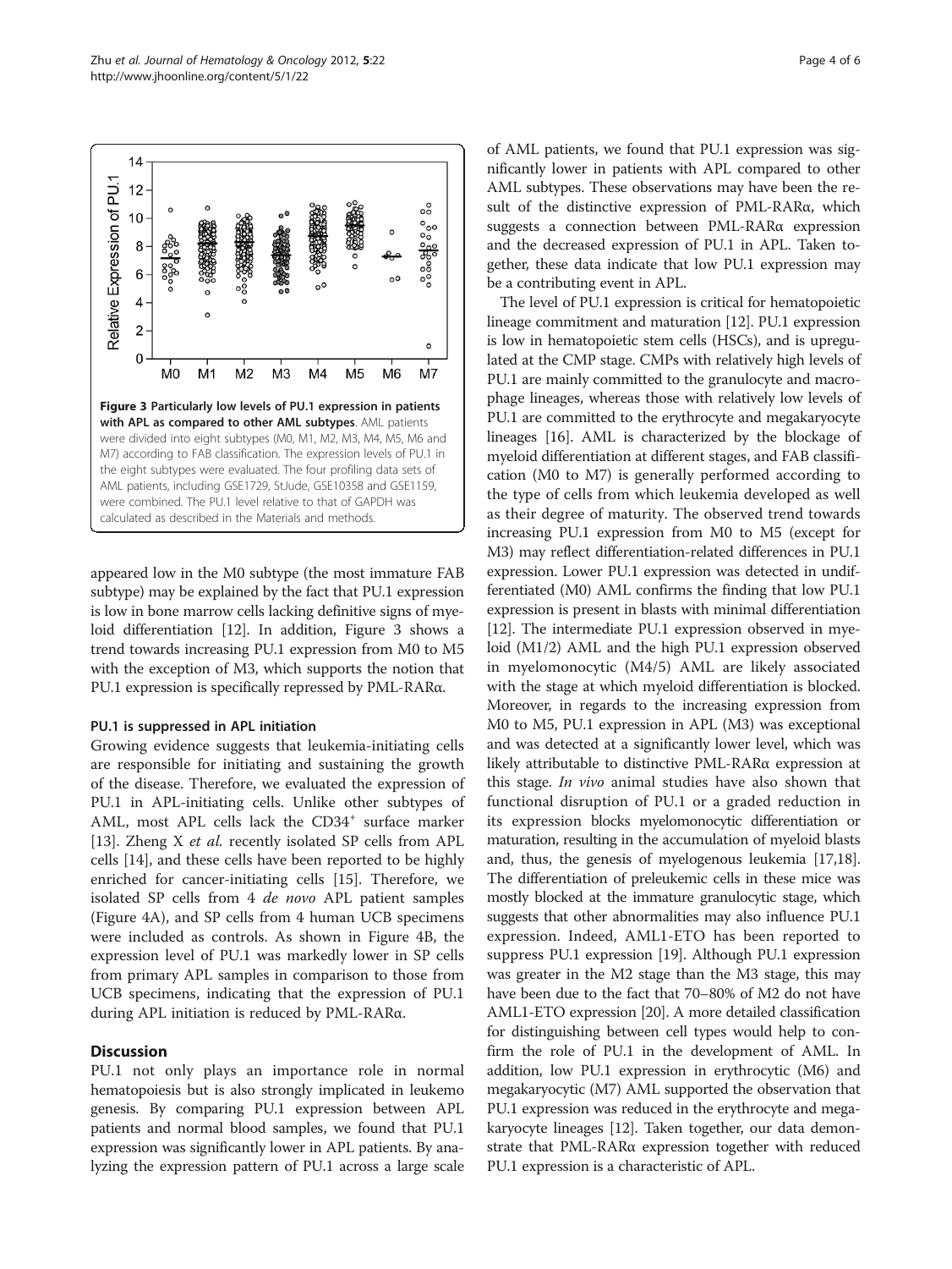**Figure 3 Particularly low levels of PU.1 expression in patients with APL as compared to other AML subtypes**. AML patients were divided into eight subtypes (M0, M1, M2, M3, M4, M5, M6 and M7) according to FAB classification. The expression levels of PU.1 in the eight subtypes were evaluated. The four profiling data sets of AML patients, including GSE1729, StJude, GSE10358 and GSE1159, were combined. The PU.1 level relative to that of GAPDH was calculated as described in the Materials and methods.

appeared low in the M0 subtype (the most immature FAB subtype) may be explained by the fact that PU.1 expression is low in bone marrow cells lacking definitive signs of myeloid differentiation [12]. In addition, Figure 3 shows a trend towards increasing PU.1 expression from M0 to M5 with the exception of M3, which supports the notion that PU.1 expression is specifically repressed by PML-RARα.

### PU.1 is suppressed in APL initiation

Growing evidence suggests that leukemia-initiating cells are responsible for initiating and sustaining the growth of the disease. Therefore, we evaluated the expression of PU.1 in APL-initiating cells. Unlike other subtypes of AML, most APL cells lack the $CD34^+$ surface marker [13]. Zheng X *et al.* recently isolated SP cells from APL cells [14], and these cells have been reported to be highly enriched for cancer-initiating cells [15]. Therefore, we isolated SP cells from 4 *de novo* APL patient samples (Figure 4A), and SP cells from 4 human UCB specimens were included as controls. As shown in Figure 4B, the expression level of PU.1 was markedly lower in SP cells from primary APL samples in comparison to those from UCB specimens, indicating that the expression of PU.1 during APL initiation is reduced by PML-RARα.

## Discussion

PU.1 not only plays an importance role in normal hematopoiesis but is also strongly implicated in leukemogenesis. By comparing PU.1 expression between APL patients and normal blood samples, we found that PU.1 expression was significantly lower in APL patients. By analyzing the expression pattern of PU.1 across a large scale of AML patients, we found that PU.1 expression was significantly lower in patients with APL compared to other AML subtypes. These observations may have been the result of the distinctive expression of PML-RARα, which suggests a connection between PML-RARα expression and the decreased expression of PU.1 in APL. Taken together, these data indicate that low PU.1 expression may be a contributing event in APL.

The level of PU.1 expression is critical for hematopoietic lineage commitment and maturation [12]. PU.1 expression is low in hematopoietic stem cells (HSCs), and is upregulated at the CMP stage. CMPs with relatively high levels of PU.1 are mainly committed to the granulocyte and macrophage lineages, whereas those with relatively low levels of PU.1 are committed to the erythrocyte and megakaryocyte lineages [16]. AML is characterized by the blockage of myeloid differentiation at different stages, and FAB classification (M0 to M7) is generally performed according to the type of cells from which leukemia developed as well as their degree of maturity. The observed trend towards increasing PU.1 expression from M0 to M5 (except for M3) may reflect differentiation-related differences in PU.1 expression. Lower PU.1 expression was detected in undifferentiated (M0) AML confirms the finding that low PU.1 expression is present in blasts with minimal differentiation [12]. The intermediate PU.1 expression observed in myeloid (M1/2) AML and the high PU.1 expression observed in myelomonocytic (M4/5) AML are likely associated with the stage at which myeloid differentiation is blocked. Moreover, in regards to the increasing expression from M0 to M5, PU.1 expression in APL (M3) was exceptional and was detected at a significantly lower level, which was likely attributable to distinctive PML-RARα expression at this stage. *In vivo* animal studies have also shown that functional disruption of PU.1 or a graded reduction in its expression blocks myelomonocytic differentiation or maturation, resulting in the accumulation of myeloid blasts and, thus, the genesis of myelogenous leukemia [17,18]. The differentiation of preleukemic cells in these mice was mostly blocked at the immature granulocytic stage, which suggests that other abnormalities may also influence PU.1 expression. Indeed, AML1-ETO has been reported to suppress PU.1 expression [19]. Although PU.1 expression was greater in the M2 stage than the M3 stage, this may have been due to the fact that 70–80% of M2 do not have AML1-ETO expression [20]. A more detailed classification for distinguishing between cell types would help to confirm the role of PU.1 in the development of AML. In addition, low PU.1 expression in erythrocytic (M6) and megakaryocytic (M7) AML supported the observation that PU.1 expression was reduced in the erythrocyte and megakaryocyte lineages [12]. Taken together, our data demonstrate that PML-RARα expression together with reduced PU.1 expression is a characteristic of APL.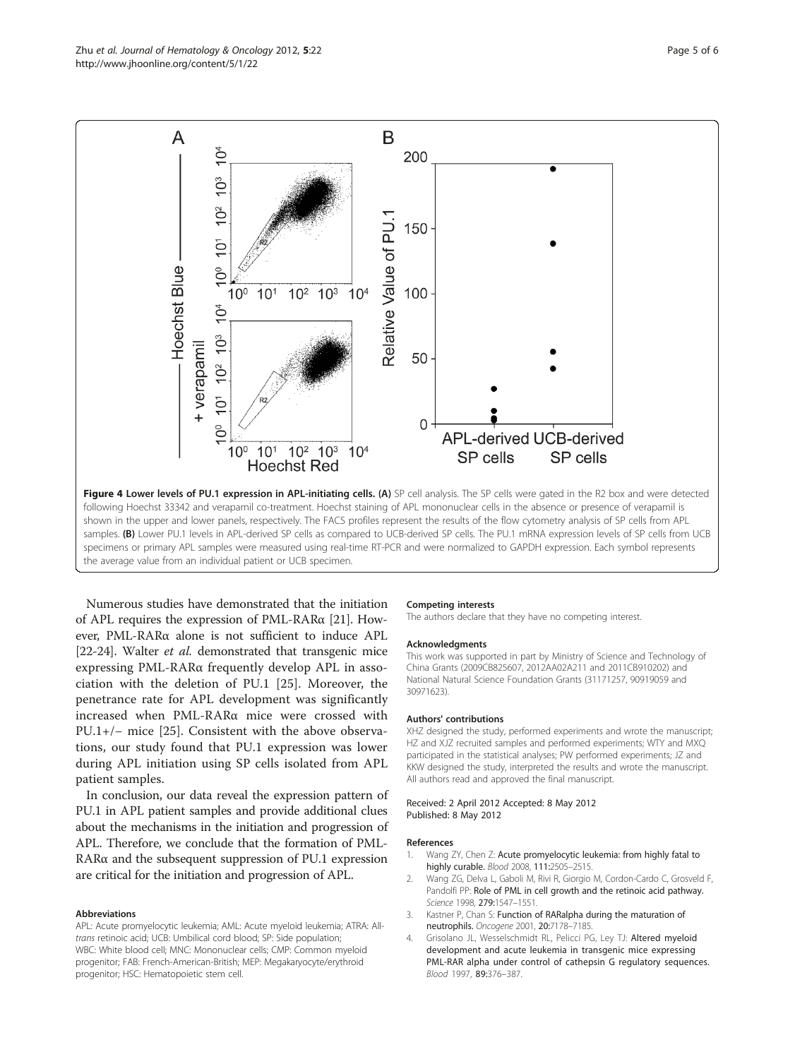**Figure 4 Lower levels of PU.1 expression in APL-initiating cells. (A)** SP cell analysis. The SP cells were gated in the R2 box and were detected following Hoechst 33342 and verapamil co-treatment. Hoechst staining of APL mononuclear cells in the absence or presence of verapamil is shown in the upper and lower panels, respectively. The FACS profiles represent the results of the flow cytometry analysis of SP cells from APL samples. **(B)** Lower PU.1 levels in APL-derived SP cells as compared to UCB-derived SP cells. The PU.1 mRNA expression levels of SP cells from UCB specimens or primary APL samples were measured using real-time RT-PCR and were normalized to GAPDH expression. Each symbol represents the average value from an individual patient or UCB specimen.

Numerous studies have demonstrated that the initiation of APL requires the expression of PML-RARα [21]. However, PML-RARα alone is not sufficient to induce APL [22-24]. Walter *et al.* demonstrated that transgenic mice expressing PML-RARα frequently develop APL in association with the deletion of PU.1 [25]. Moreover, the penetrance rate for APL development was significantly increased when PML-RARα mice were crossed with PU.1+/− mice [25]. Consistent with the above observations, our study found that PU.1 expression was lower during APL initiation using SP cells isolated from APL patient samples.

In conclusion, our data reveal the expression pattern of PU.1 in APL patient samples and provide additional clues about the mechanisms in the initiation and progression of APL. Therefore, we conclude that the formation of PML-RARα and the subsequent suppression of PU.1 expression are critical for the initiation and progression of APL.

#### Abbreviations

APL: Acute promyelocytic leukemia; AML: Acute myeloid leukemia; ATRA: All-*trans* retinoic acid; UCB: Umbilical cord blood; SP: Side population; WBC: White blood cell; MNC: Mononuclear cells; CMP: Common myeloid progenitor; FAB: French-American-British; MEP: Megakaryocyte/erythroid progenitor; HSC: Hematopoietic stem cell.

#### Competing interests

The authors declare that they have no competing interest.

#### Acknowledgments

This work was supported in part by Ministry of Science and Technology of China Grants (2009CB825607, 2012AA02A211 and 2011CB910202) and National Natural Science Foundation Grants (31171257, 90919059 and 30971623).

#### Authors' contributions

XHZ designed the study, performed experiments and wrote the manuscript; HZ and XJZ recruited samples and performed experiments; WTY and MXQ participated in the statistical analyses; PW performed experiments; JZ and KKW designed the study, interpreted the results and wrote the manuscript. All authors read and approved the final manuscript.

Received: 2 April 2012 Accepted: 8 May 2012
Published: 8 May 2012

#### References

1. Wang ZY, Chen Z: **Acute promyelocytic leukemia: from highly fatal to highly curable.** *Blood* 2008, **111:**2505–2515.
2. Wang ZG, Delva L, Gaboli M, Rivi R, Giorgio M, Cordon-Cardo C, Grosveld F, Pandolfi PP: **Role of PML in cell growth and the retinoic acid pathway.** *Science* 1998, **279:**1547–1551.
3. Kastner P, Chan S: **Function of RARalpha during the maturation of neutrophils.** *Oncogene* 2001, **20:**7178–7185.
4. Grisolano JL, Wesselschmidt RL, Pelicci PG, Ley TJ: **Altered myeloid development and acute leukemia in transgenic mice expressing PML-RAR alpha under control of cathepsin G regulatory sequences.** *Blood* 1997, **89:**376–387.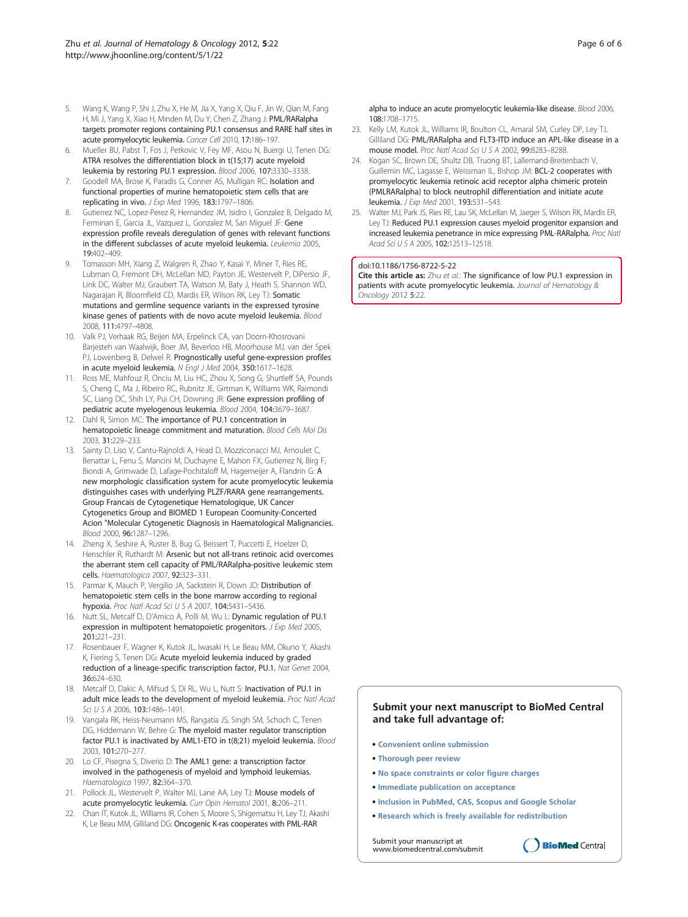5. Wang K, Wang P, Shi J, Zhu X, He M, Jia X, Yang X, Qiu F, Jin W, Qian M, Fang H, Mi J, Yang X, Xiao H, Minden M, Du Y, Chen Z, Zhang J: **PML/RARalpha targets promoter regions containing PU.1 consensus and RARE half sites in acute promyelocytic leukemia.** *Cancer Cell* 2010, **17:**186–197.
6. Mueller BU, Pabst T, Fos J, Petkovic V, Fey MF, Asou N, Buergi U, Tenen DG: **ATRA resolves the differentiation block in t(15;17) acute myeloid leukemia by restoring PU.1 expression.** *Blood* 2006, **107:**3330–3338.
7. Goodell MA, Brose K, Paradis G, Conner AS, Mulligan RC: **Isolation and functional properties of murine hematopoietic stem cells that are replicating in vivo.** *J Exp Med* 1996, **183:**1797–1806.
8. Gutierrez NC, Lopez-Perez R, Hernandez JM, Isidro I, Gonzalez B, Delgado M, Ferminan E, Garcia JL, Vazquez L, Gonzalez M, San Miguel JF: **Gene expression profile reveals deregulation of genes with relevant functions in the different subclasses of acute myeloid leukemia.** *Leukemia* 2005, **19:**402–409.
9. Tomasson MH, Xiang Z, Walgren R, Zhao Y, Kasai Y, Miner T, Ries RE, Lubman O, Fremont DH, McLellan MD, Payton JE, Westervelt P, DiPersio JF, Link DC, Walter MJ, Graubert TA, Watson M, Baty J, Heath S, Shannon WD, Nagarajan R, Bloomfield CD, Mardis ER, Wilson RK, Ley TJ: **Somatic mutations and germline sequence variants in the expressed tyrosine kinase genes of patients with de novo acute myeloid leukemia.** *Blood* 2008, **111:**4797–4808.
10. Valk PJ, Verhaak RG, Beijen MA, Erpelinck CA, van Doorn-Khosrovani Barjesteh van Waalwijk, Boer JM, Beverloo HB, Moorhouse MJ, van der Spek PJ, Lowenberg B, Delwel R: **Prognostically useful gene-expression profiles in acute myeloid leukemia.** *N Engl J Med* 2004, **350:**1617–1628.
11. Ross ME, Mahfouz R, Onciu M, Liu HC, Zhou X, Song G, Shurtleff SA, Pounds S, Cheng C, Ma J, Ribeiro RC, Rubnitz JE, Girtman K, Williams WK, Raimondi SC, Liang DC, Shih LY, Pui CH, Downing JR: **Gene expression profiling of pediatric acute myelogenous leukemia.** *Blood* 2004, **104:**3679–3687.
12. Dahl R, Simon MC: **The importance of PU.1 concentration in hematopoietic lineage commitment and maturation.** *Blood Cells Mol Dis* 2003, **31:**229–233.
13. Sainty D, Liso V, Cantu-Rajnoldi A, Head D, Mozziconacci MJ, Arnoulet C, Benattar L, Fenu S, Mancini M, Duchayne E, Mahon FX, Gutierrez N, Birg F, Biondi A, Grimwade D, Lafage-Pochitaloff M, Hagemeijer A, Flandrin G: **A new morphologic classification system for acute promyelocytic leukemia distinguishes cases with underlying PLZF/RARA gene rearrangements. Group Francais de Cytogenetique Hematologique, UK Cancer Cytogenetics Group and BIOMED 1 European Coomunity-Concerted Acion "Molecular Cytogenetic Diagnosis in Haematological Malignancies.** *Blood* 2000, **96:**1287–1296.
14. Zheng X, Seshire A, Ruster B, Bug G, Beissert T, Puccetti E, Hoelzer D, Henschler R, Ruthardt M: **Arsenic but not all-trans retinoic acid overcomes the aberrant stem cell capacity of PML/RARalpha-positive leukemic stem cells.** *Haematologica* 2007, **92:**323–331.
15. Parmar K, Mauch P, Vergilio JA, Sackstein R, Down JD: **Distribution of hematopoietic stem cells in the bone marrow according to regional hypoxia.** *Proc Natl Acad Sci U S A* 2007, **104:**5431–5436.
16. Nutt SL, Metcalf D, D'Amico A, Polli M, Wu L: **Dynamic regulation of PU.1 expression in multipotent hematopoietic progenitors.** *J Exp Med* 2005, **201:**221–231.
17. Rosenbauer F, Wagner K, Kutok JL, Iwasaki H, Le Beau MM, Okuno Y, Akashi K, Fiering S, Tenen DG: **Acute myeloid leukemia induced by graded reduction of a lineage-specific transcription factor, PU.1.** *Nat Genet* 2004, **36:**624–630.
18. Metcalf D, Dakic A, Mifsud S, Di RL, Wu L, Nutt S: **Inactivation of PU.1 in adult mice leads to the development of myeloid leukemia.** *Proc Natl Acad Sci U S A* 2006, **103:**1486–1491.
19. Vangala RK, Heiss-Neumann MS, Rangatia JS, Singh SM, Schoch C, Tenen DG, Hiddemann W, Behre G: **The myeloid master regulator transcription factor PU.1 is inactivated by AML1-ETO in t(8;21) myeloid leukemia.** *Blood* 2003, **101:**270–277.
20. Lo CF, Pisegna S, Diverio D: **The AML1 gene: a transcription factor involved in the pathogenesis of myeloid and lymphoid leukemias.** *Haematologica* 1997, **82:**364–370.
21. Pollock JL, Westervelt P, Walter MJ, Lane AA, Ley TJ: **Mouse models of acute promyelocytic leukemia.** *Curr Opin Hematol* 2001, **8:**206–211.
22. Chan IT, Kutok JL, Williams IR, Cohen S, Moore S, Shigematsu H, Ley TJ, Akashi K, Le Beau MM, Gilliland DG: **Oncogenic K-ras cooperates with PML-RAR alpha to induce an acute promyelocytic leukemia-like disease.** *Blood* 2006, **108:**1708–1715.
23. Kelly LM, Kutok JL, Williams IR, Boulton CL, Amaral SM, Curley DP, Ley TJ, Gilliland DG: **PML/RARalpha and FLT3-ITD induce an APL-like disease in a mouse model.** *Proc Natl Acad Sci U S A* 2002, **99:**8283–8288.
24. Kogan SC, Brown DE, Shultz DB, Truong BT, Lallemand-Breitenbach V, Guillemin MC, Lagasse E, Weissman IL, Bishop JM: **BCL-2 cooperates with promyelocytic leukemia retinoic acid receptor alpha chimeric protein (PMLRARalpha) to block neutrophil differentiation and initiate acute leukemia.** *J Exp Med* 2001, **193:**531–543.
25. Walter MJ, Park JS, Ries RE, Lau SK, McLellan M, Jaeger S, Wilson RK, Mardis ER, Ley TJ: **Reduced PU.1 expression causes myeloid progenitor expansion and increased leukemia penetrance in mice expressing PML-RARalpha.** *Proc Natl Acad Sci U S A* 2005, **102:**12513–12518.

doi:10.1186/1756-8722-5-22

**Cite this article as:** Zhu *et al.*: The significance of low PU.1 expression in patients with acute promyelocytic leukemia. *Journal of Hematology & Oncology* 2012 **5**:22.

**Submit your next manuscript to BioMed Central and take full advantage of:**

- **Convenient online submission**
- **Thorough peer review**
- **No space constraints or color figure charges**
- **Immediate publication on acceptance**
- **Inclusion in PubMed, CAS, Scopus and Google Scholar**
- **Research which is freely available for redistribution**

Submit your manuscript at
www.biomedcentral.com/submit

BioMed Central